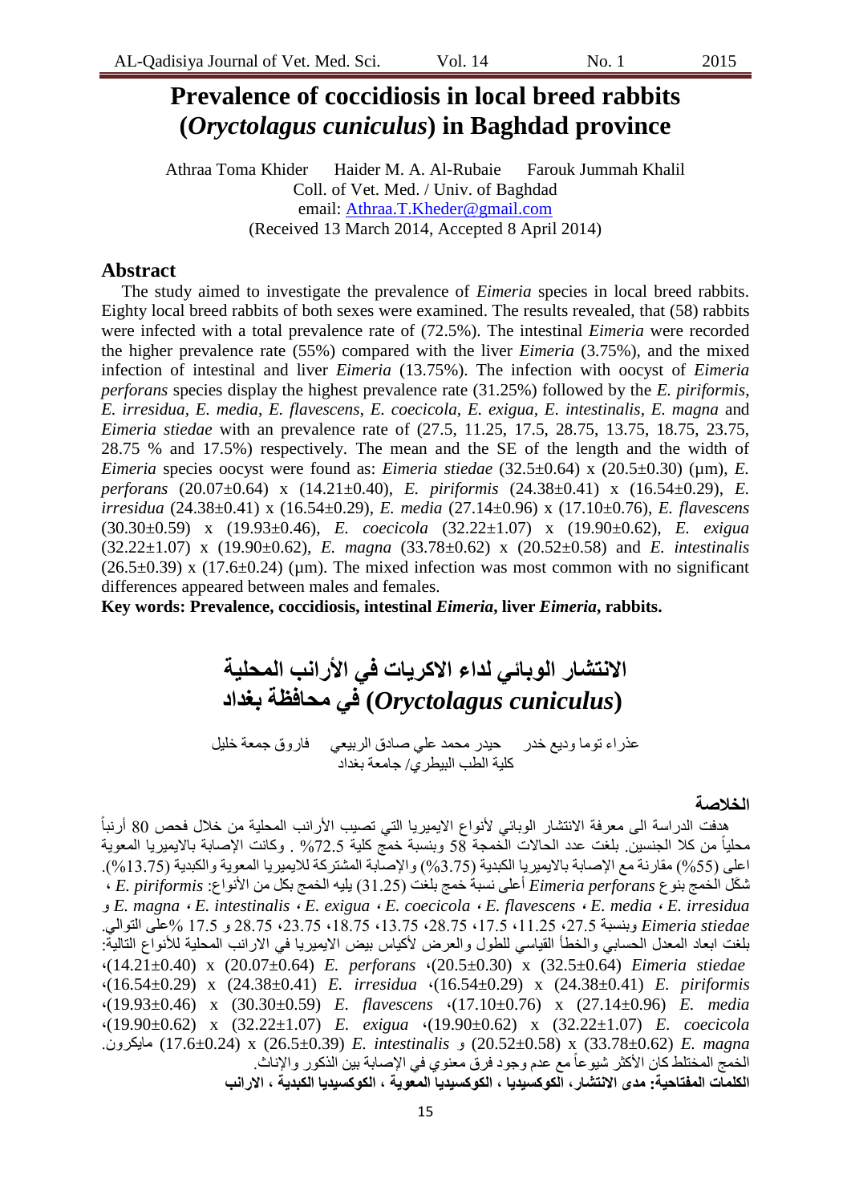# Prevalence of coccidiosis in local breed rabbits (*Oryctolagus cuniculus*) in Baghdad province

Athraa Toma Khider     Haider M. A. Al-Rubaie     Farouk Jummah Khalil

Coll. of Vet. Med. / Univ. of Baghdad

email: Athraa.T.Kheder@gmail.com

(Received 13 March 2014, Accepted 8 April 2014)

## Abstract

The study aimed to investigate the prevalence of *Eimeria* species in local breed rabbits. Eighty local breed rabbits of both sexes were examined. The results revealed, that (58) rabbits were infected with a total prevalence rate of (72.5%). The intestinal *Eimeria* were recorded the higher prevalence rate (55%) compared with the liver *Eimeria* (3.75%), and the mixed infection of intestinal and liver *Eimeria* (13.75%). The infection with oocyst of *Eimeria perforans* species display the highest prevalence rate (31.25%) followed by the *E. piriformis*, *E. irresidua*, *E. media*, *E. flavescens*, *E. coecicola*, *E. exigua*, *E. intestinalis*, *E. magna* and *Eimeria stiedae* with an prevalence rate of (27.5, 11.25, 17.5, 28.75, 13.75, 18.75, 23.75, 28.75 % and 17.5%) respectively. The mean and the SE of the length and the width of *Eimeria* species oocyst were found as: *Eimeria stiedae* (32.5±0.64) x (20.5±0.30) (µm), *E. perforans* (20.07±0.64) x (14.21±0.40), *E. piriformis* (24.38±0.41) x (16.54±0.29), *E. irresidua* (24.38±0.41) x (16.54±0.29), *E. media* (27.14±0.96) x (17.10±0.76), *E. flavescens* (30.30±0.59) x (19.93±0.46), *E. coecicola* (32.22±1.07) x (19.90±0.62), *E. exigua* (32.22±1.07) x (19.90±0.62), *E. magna* (33.78±0.62) x (20.52±0.58) and *E. intestinalis* (26.5±0.39) x (17.6±0.24) (µm). The mixed infection was most common with no significant differences appeared between males and females.

**Key words: Prevalence, coccidiosis, intestinal *Eimeria*, liver *Eimeria*, rabbits.**

# الانتشار الوبائي لداء الاكريات في الأرانب المحلية في محافظة بغداد (*Oryctolagus cuniculus*)

عذراء توما وديع خدر     حيدر محمد علي صادق الربيعي     فاروق جمعة خليل

كلية الطب البيطري/ جامعة بغداد

## الخلاصة

هدفت الدراسة الى معرفة الانتشار الوبائي لأنواع الايميريا التي تصيب الأرانب المحلية من خلال فحص 80 أرنباً محلياً من كلا الجنسين. بلغت عدد الحالات الخمجة 58 وبنسبة خمج كلية 72.5% . وكانت الإصابة بالايميريا المعوية اعلى (55%) مقارنة مع الاصابة بالايميريا الكبدية (3%75) والإصابة المشتركة للايميريا المعوية والكبدية (13.75%). شكل الخمج بنوع *Eimeria perforans* أعلى نسبة خمج بلغت (31.25) يليه الخمج بكل من الأنواع: *E. piriformis* ، *E. irresidua* ، *E. media* ، *E. flavescens* ، *E. coecicola* ، *E. exigua* ، *E. intestinalis* ، *E. magna* و *Eimeria stiedae* وبنسبة 27.5، 11.25، 17.5، 28.75، 13.75، 18.75، 23.75، 28.75 و 17.5 %على التوالي. بلغت ابعاد المعدل الحسابي والخطأ القياسي للطول والعرض لأكياس بيض الايميريا في الارانب المحلية للأنواع التالية: *Eimeria stiedae* (32.5±0.64) x (20.5±0.30)، *E. perforans* (20.07±0.64) x (14.21±0.40)، *E. piriformis* (24.38±0.41) x (16.54±0.29)، *E. irresidua* (24.38±0.41) x (16.54±0.29)، *E. media* (27.14±0.96) x (17.10±0.76)، *E. flavescens* (30.30±0.59) x (19.93±0.46)، *E. coecicola* (32.22±1.07) x (19.90±0.62)، *E. exigua* (32.22±1.07) x (19.90±0.62)، *E. magna* (33.78±0.62) x (20.52±0.58) و *E. intestinalis* (26.5±0.39) x (17.6±0.24) مايكرون. الخمج المختلط كان الأكثر شيوعاً مع عدم وجود فرق معنوي في الإصابة بين الذكور والإناث.

**الكلمات المفتاحية: مدى الانتشار، الكوكسيديا ، الكوكسيديا المعوية ، الكوكسيديا الكبدية ، الارانب**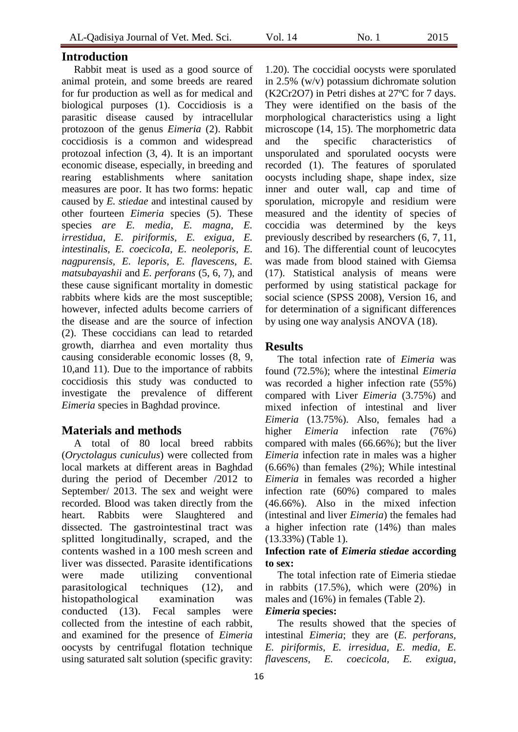## Introduction

Rabbit meat is used as a good source of animal protein, and some breeds are reared for fur production as well as for medical and biological purposes (1). Coccidiosis is a parasitic disease caused by intracellular protozoon of the genus *Eimeria* (2). Rabbit coccidiosis is a common and widespread protozoal infection (3, 4). It is an important economic disease, especially, in breeding and rearing establishments where sanitation measures are poor. It has two forms: hepatic caused by *E. stiedae* and intestinal caused by other fourteen *Eimeria* species (5). These species *are E. media, E. magna, E. irrestidua, E. piriformis, E. exigua, E. intestinalis, E. coecicoIa, E. neoleporis, E. nagpurensis, E. leporis, E. flavescens, E. matsubayashii* and *E. perforans* (5, 6, 7), and these cause significant mortality in domestic rabbits where kids are the most susceptible; however, infected adults become carriers of the disease and are the source of infection (2). These coccidians can lead to retarded growth, diarrhea and even mortality thus causing considerable economic losses (8, 9, 10,and 11). Due to the importance of rabbits coccidiosis this study was conducted to investigate the prevalence of different *Eimeria* species in Baghdad province.

## Materials and methods

A total of 80 local breed rabbits (*Oryctolagus cuniculus*) were collected from local markets at different areas in Baghdad during the period of December /2012 to September/ 2013. The sex and weight were recorded. Blood was taken directly from the heart. Rabbits were Slaughtered and dissected. The gastrointestinal tract was splitted longitudinally, scraped, and the contents washed in a 100 mesh screen and liver was dissected. Parasite identifications were made utilizing conventional parasitological techniques (12), and histopathological examination was conducted (13). Fecal samples were collected from the intestine of each rabbit, and examined for the presence of *Eimeria* oocysts by centrifugal flotation technique using saturated salt solution (specific gravity: 1.20). The coccidial oocysts were sporulated in 2.5% (w/v) potassium dichromate solution ($K2Cr2O7$) in Petri dishes at 27ºC for 7 days. They were identified on the basis of the morphological characteristics using a light microscope (14, 15). The morphometric data and the specific characteristics of unsporulated and sporulated oocysts were recorded (1). The features of sporulated oocysts including shape, shape index, size inner and outer wall, cap and time of sporulation, micropyle and residium were measured and the identity of species of coccidia was determined by the keys previously described by researchers (6, 7, 11, and 16). The differential count of leucocytes was made from blood stained with Giemsa (17). Statistical analysis of means were performed by using statistical package for social science (SPSS 2008), Version 16, and for determination of a significant differences by using one way analysis ANOVA (18).

## Results

The total infection rate of *Eimeria* was found (72.5%); where the intestinal *Eimeria* was recorded a higher infection rate (55%) compared with Liver *Eimeria* (3.75%) and mixed infection of intestinal and liver *Eimeria* (13.75%). Also, females had a higher *Eimeria* infection rate (76%) compared with males (66.66%); but the liver *Eimeria* infection rate in males was a higher (6.66%) than females (2%); While intestinal *Eimeria* in females was recorded a higher infection rate (60%) compared to males (46.66%). Also in the mixed infection (intestinal and liver *Eimeria*) the females had a higher infection rate (14%) than males (13.33%) (Table 1).

**Infection rate of *Eimeria stiedae* according to sex:**

The total infection rate of Eimeria stiedae in rabbits (17.5%), which were (20%) in males and (16%) in females (Table 2).

***Eimeria* species:**

The results showed that the species of intestinal *Eimeria*; they are (*E. perforans, E. piriformis, E. irresidua, E. media, E. flavescens, E. coecicola, E. exigua,*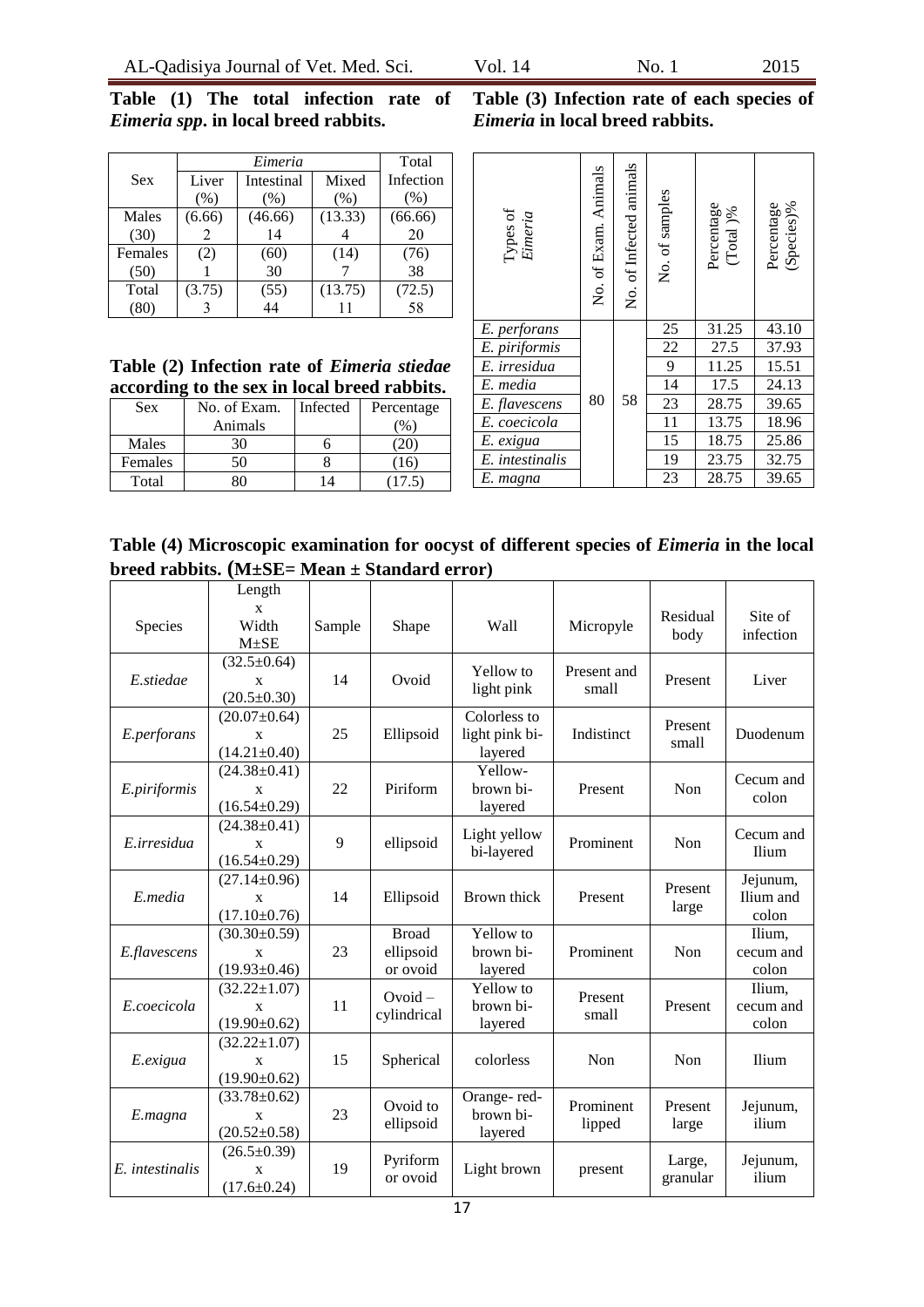**Table (1) The total infection rate of *Eimeria spp*. in local breed rabbits.**

| Sex | *Eimeria* | | | Total |
|---|---|---|---|---|
| | Liver (%) | Intestinal (%) | Mixed (%) | Infection (%) |
| Males (30) | (6.66) 2 | (46.66) 14 | (13.33) 4 | (66.66) 20 |
| Females (50) | (2) 1 | (60) 30 | (14) 7 | (76) 38 |
| Total (80) | (3.75) 3 | (55) 44 | (13.75) 11 | (72.5) 58 |

**Table (2) Infection rate of *Eimeria stiedae* according to the sex in local breed rabbits.**

| Sex | No. of Exam. Animals | Infected | Percentage (%) |
|---|---|---|---|
| Males | 30 | 6 | (20) |
| Females | 50 | 8 | (16) |
| Total | 80 | 14 | (17.5) |

**Table (3) Infection rate of each species of *Eimeria* in local breed rabbits.**

| Types of *Eimeria* | No. of Exam. Animals | No. of Infected animals | No. of samples | Percentage (Total )% | Percentage (Species)% |
|---|---|---|---|---|---|
| *E. perforans* | 80 | 58 | 25 | 31.25 | 43.10 |
| *E. piriformis* | | | 22 | 27.5 | 37.93 |
| *E. irresidua* | | | 9 | 11.25 | 15.51 |
| *E. media* | | | 14 | 17.5 | 24.13 |
| *E. flavescens* | | | 23 | 28.75 | 39.65 |
| *E. coecicola* | | | 11 | 13.75 | 18.96 |
| *E. exigua* | | | 15 | 18.75 | 25.86 |
| *E. intestinalis* | | | 19 | 23.75 | 32.75 |
| *E. magna* | | | 23 | 28.75 | 39.65 |

**Table (4) Microscopic examination for oocyst of different species of *Eimeria* in the local breed rabbits. (M±SE= Mean ± Standard error)**

| Species | Length x Width M±SE | Sample | Shape | Wall | Micropyle | Residual body | Site of infection |
|---|---|---|---|---|---|---|---|
| *E.stiedae* | (32.5±0.64) x (20.5±0.30) | 14 | Ovoid | Yellow to light pink | Present and small | Present | Liver |
| *E.perforans* | (20.07±0.64) x (14.21±0.40) | 25 | Ellipsoid | Colorless to light pink bi-layered | Indistinct | Present small | Duodenum |
| *E.piriformis* | (24.38±0.41) x (16.54±0.29) | 22 | Piriform | Yellow-brown bi-layered | Present | Non | Cecum and colon |
| *E.irresidua* | (24.38±0.41) x (16.54±0.29) | 9 | ellipsoid | Light yellow bi-layered | Prominent | Non | Cecum and Ilium |
| *E.media* | (27.14±0.96) x (17.10±0.76) | 14 | Ellipsoid | Brown thick | Present | Present large | Jejunum, Ilium and colon |
| *E.flavescens* | (30.30±0.59) x (19.93±0.46) | 23 | Broad ellipsoid or ovoid | Yellow to brown bi-layered | Prominent | Non | Ilium, cecum and colon |
| *E.coecicola* | (32.22±1.07) x (19.90±0.62) | 11 | Ovoid – cylindrical | Yellow to brown bi-layered | Present small | Present | Ilium, cecum and colon |
| *E.exigua* | (32.22±1.07) x (19.90±0.62) | 15 | Spherical | colorless | Non | Non | Ilium |
| *E.magna* | (33.78±0.62) x (20.52±0.58) | 23 | Ovoid to ellipsoid | Orange- red-brown bi-layered | Prominent lipped | Present large | Jejunum, ilium |
| *E. intestinalis* | (26.5±0.39) x (17.6±0.24) | 19 | Pyriform or ovoid | Light brown | present | Large, granular | Jejunum, ilium |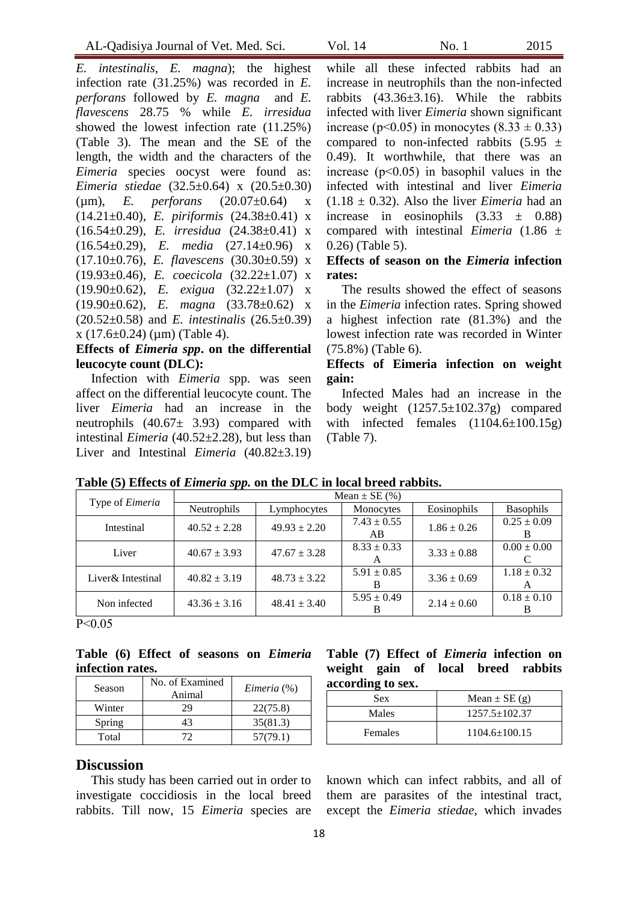*E. intestinalis*, *E. magna*); the highest infection rate (31.25%) was recorded in *E. perforans* followed by *E. magna* and *E. flavescens* 28.75 % while *E. irresidua* showed the lowest infection rate (11.25%) (Table 3). The mean and the SE of the length, the width and the characters of the *Eimeria* species oocyst were found as: *Eimeria stiedae* (32.5±0.64) x (20.5±0.30) (μm), *E. perforans* (20.07±0.64) x (14.21±0.40), *E. piriformis* (24.38±0.41) x (16.54±0.29), *E. irresidua* (24.38±0.41) x (16.54±0.29), *E. media* (27.14±0.96) x (17.10±0.76), *E. flavescens* (30.30±0.59) x (19.93±0.46), *E. coecicola* (32.22±1.07) x (19.90±0.62), *E. exigua* (32.22±1.07) x (19.90±0.62), *E. magna* (33.78±0.62) x (20.52±0.58) and *E. intestinalis* (26.5±0.39) x (17.6±0.24) (μm) (Table 4).

**Effects of *Eimeria spp*. on the differential leucocyte count (DLC):**

Infection with *Eimeria* spp. was seen affect on the differential leucocyte count. The liver *Eimeria* had an increase in the neutrophils (40.67± 3.93) compared with intestinal *Eimeria* (40.52±2.28), but less than Liver and Intestinal *Eimeria* (40.82±3.19) while all these infected rabbits had an increase in neutrophils than the non-infected rabbits (43.36±3.16). While the rabbits infected with liver *Eimeria* shown significant increase ($p<0.05$) in monocytes (8.33 ± 0.33) compared to non-infected rabbits (5.95 ± 0.49). It worthwhile, that there was an increase ($p<0.05$) in basophil values in the infected with intestinal and liver *Eimeria* (1.18 ± 0.32). Also the liver *Eimeria* had an increase in eosinophils (3.33 ± 0.88) compared with intestinal *Eimeria* (1.86 ± 0.26) (Table 5).

**Effects of season on the *Eimeria* infection rates:**

The results showed the effect of seasons in the *Eimeria* infection rates. Spring showed a highest infection rate (81.3%) and the lowest infection rate was recorded in Winter (75.8%) (Table 6).

**Effects of Eimeria infection on weight gain:**

Infected Males had an increase in the body weight (1257.5±102.37g) compared with infected females (1104.6±100.15g) (Table 7).

**Table (5) Effects of *Eimeria spp.* on the DLC in local breed rabbits.**

| Type of *Eimeria* | Mean ± SE (%) | | | | |
|---|---|---|---|---|---|
| | Neutrophils | Lymphocytes | Monocytes | Eosinophils | Basophils |
| Intestinal | 40.52 ± 2.28 | 49.93 ± 2.20 | 7.43 ± 0.55 AB | 1.86 ± 0.26 | 0.25 ± 0.09 B |
| Liver | 40.67 ± 3.93 | 47.67 ± 3.28 | 8.33 ± 0.33 A | 3.33 ± 0.88 | 0.00 ± 0.00 C |
| Liver& Intestinal | 40.82 ± 3.19 | 48.73 ± 3.22 | 5.91 ± 0.85 B | 3.36 ± 0.69 | 1.18 ± 0.32 A |
| Non infected | 43.36 ± 3.16 | 48.41 ± 3.40 | 5.95 ± 0.49 B | 2.14 ± 0.60 | 0.18 ± 0.10 B |

$P<0.05$

**Table (6) Effect of seasons on *Eimeria* infection rates.**

| Season | No. of Examined Animal | *Eimeria* (%) |
|---|---|---|
| Winter | 29 | 22(75.8) |
| Spring | 43 | 35(81.3) |
| Total | 72 | 57(79.1) |

**Table (7) Effect of *Eimeria* infection on weight gain of local breed rabbits according to sex.**

| Sex | Mean ± SE (g) |
|---|---|
| Males | 1257.5±102.37 |
| Females | 1104.6±100.15 |

## Discussion

This study has been carried out in order to investigate coccidiosis in the local breed rabbits. Till now, 15 *Eimeria* species are known which can infect rabbits, and all of them are parasites of the intestinal tract, except the *Eimeria stiedae*, which invades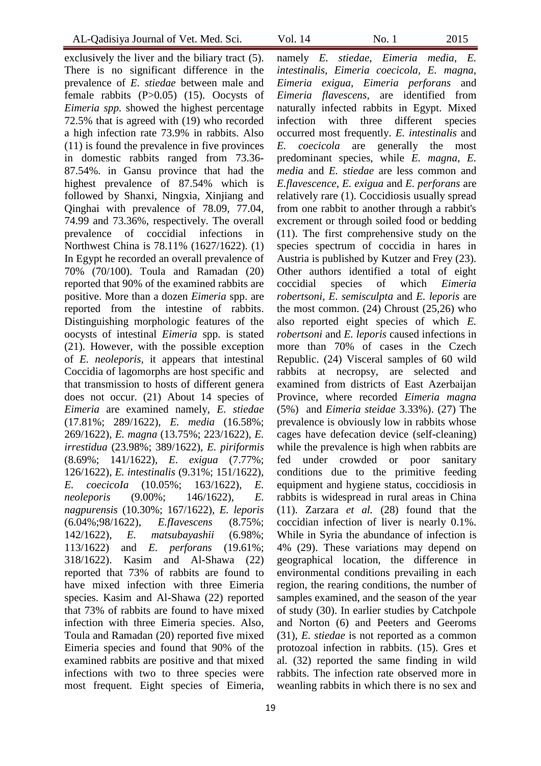exclusively the liver and the biliary tract (5). There is no significant difference in the prevalence of *E. stiedae* between male and female rabbits (P>0.05) (15). Oocysts of *Eimeria spp.* showed the highest percentage 72.5% that is agreed with (19) who recorded a high infection rate 73.9% in rabbits. Also (11) is found the prevalence in five provinces in domestic rabbits ranged from 73.36-87.54%. in Gansu province that had the highest prevalence of 87.54% which is followed by Shanxi, Ningxia, Xinjiang and Qinghai with prevalence of 78.09, 77.04, 74.99 and 73.36%, respectively. The overall prevalence of coccidial infections in Northwest China is 78.11% (1627/1622). (1) In Egypt he recorded an overall prevalence of 70% (70/100). Toula and Ramadan (20) reported that 90% of the examined rabbits are positive. More than a dozen *Eimeria* spp. are reported from the intestine of rabbits. Distinguishing morphologic features of the oocysts of intestinal *Eimeria* spp. is stated (21). However, with the possible exception of *E. neoleporis*, it appears that intestinal Coccidia of lagomorphs are host specific and that transmission to hosts of different genera does not occur. (21) About 14 species of *Eimeria* are examined namely, *E. stiedae* (17.81%; 289/1622), *E. media* (16.58%; 269/1622), *E. magna* (13.75%; 223/1622), *E. irrestidua* (23.98%; 389/1622), *E. piriformis* (8.69%; 141/1622), *E. exigua* (7.77%; 126/1622), *E. intestinalis* (9.31%; 151/1622), *E. coecicoIa* (10.05%; 163/1622), *E. neoleporis* (9.00%; 146/1622), *E. nagpurensis* (10.30%; 167/1622), *E. leporis* (6.04%;98/1622), *E.fIavescens* (8.75%; 142/1622), *E. matsubayashii* (6.98%; 113/1622) and *E. perforans* (19.61%; 318/1622). Kasim and Al-Shawa (22) reported that 73% of rabbits are found to have mixed infection with three Eimeria species. Kasim and Al-Shawa (22) reported that 73% of rabbits are found to have mixed infection with three Eimeria species. Also, Toula and Ramadan (20) reported five mixed Eimeria species and found that 90% of the examined rabbits are positive and that mixed infections with two to three species were most frequent. Eight species of Eimeria, namely *E. stiedae*, *Eimeria media*, *E. intestinalis*, *Eimeria coecicola*, *E. magna*, *Eimeria exigua*, *Eimeria perforans* and *Eimeria flavescens*, are identified from naturally infected rabbits in Egypt. Mixed infection with three different species occurred most frequently. *E. intestinalis* and *E. coecicola* are generally the most predominant species, while *E. magna*, *E. media* and *E. stiedae* are less common and *E.flavescence*, *E. exigua* and *E. perforans* are relatively rare (1). Coccidiosis usually spread from one rabbit to another through a rabbit's excrement or through soiled food or bedding (11). The first comprehensive study on the species spectrum of coccidia in hares in Austria is published by Kutzer and Frey (23). Other authors identified a total of eight coccidial species of which *Eimeria robertsoni*, *E. semisculpta* and *E. leporis* are the most common. (24) Chroust (25,26) who also reported eight species of which *E. robertsoni* and *E. leporis* caused infections in more than 70% of cases in the Czech Republic. (24) Visceral samples of 60 wild rabbits at necropsy, are selected and examined from districts of East Azerbaijan Province, where recorded *Eimeria magna* (5%) and *Eimeria steidae* 3.33%). (27) The prevalence is obviously low in rabbits whose cages have defecation device (self-cleaning) while the prevalence is high when rabbits are fed under crowded or poor sanitary conditions due to the primitive feeding equipment and hygiene status, coccidiosis in rabbits is widespread in rural areas in China (11). Zarzara *et al.* (28) found that the coccidian infection of liver is nearly 0.1%. While in Syria the abundance of infection is 4% (29). These variations may depend on geographical location, the difference in environmental conditions prevailing in each region, the rearing conditions, the number of samples examined, and the season of the year of study (30). In earlier studies by Catchpole and Norton (6) and Peeters and Geeroms (31), *E. stiedae* is not reported as a common protozoal infection in rabbits. (15). Gres et al. (32) reported the same finding in wild rabbits. The infection rate observed more in weanling rabbits in which there is no sex and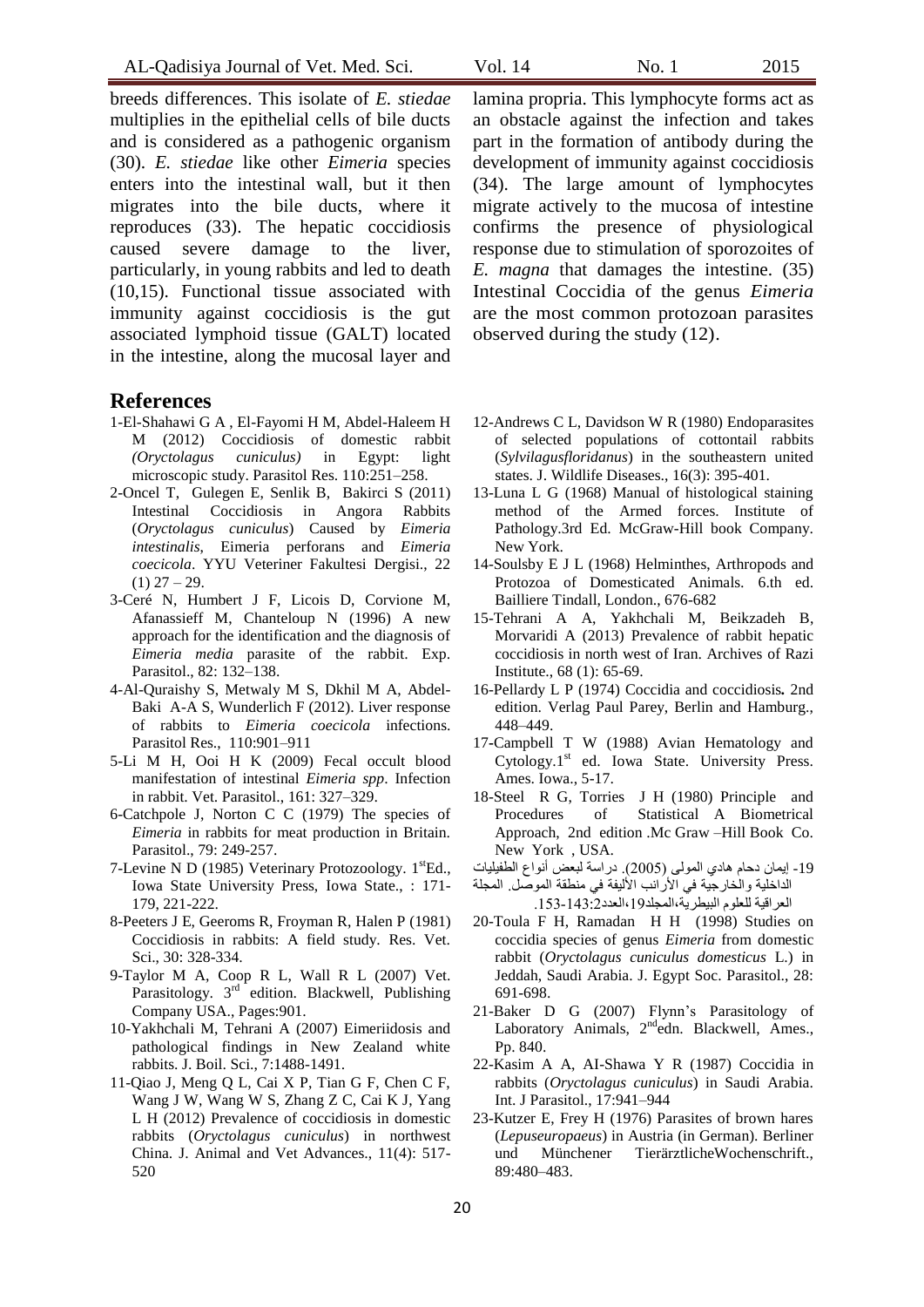breeds differences. This isolate of *E. stiedae* multiplies in the epithelial cells of bile ducts and is considered as a pathogenic organism (30). *E. stiedae* like other *Eimeria* species enters into the intestinal wall, but it then migrates into the bile ducts, where it reproduces (33). The hepatic coccidiosis caused severe damage to the liver, particularly, in young rabbits and led to death (10,15). Functional tissue associated with immunity against coccidiosis is the gut associated lymphoid tissue (GALT) located in the intestine, along the mucosal layer and lamina propria. This lymphocyte forms act as an obstacle against the infection and takes part in the formation of antibody during the development of immunity against coccidiosis (34). The large amount of lymphocytes migrate actively to the mucosa of intestine confirms the presence of physiological response due to stimulation of sporozoites of *E. magna* that damages the intestine. (35) Intestinal Coccidia of the genus *Eimeria* are the most common protozoan parasites observed during the study (12).

## References

1-El-Shahawi G A , El-Fayomi H M, Abdel-Haleem H M (2012) Coccidiosis of domestic rabbit *(Oryctolagus cuniculus)* in Egypt: light microscopic study. Parasitol Res. 110:251–258.

2-Oncel T, Gulegen E, Senlik B, Bakirci S (2011) Intestinal Coccidiosis in Angora Rabbits (*Oryctolagus cuniculus*) Caused by *Eimeria intestinalis*, Eimeria perforans and *Eimeria coecicola*. YYU Veteriner Fakultesi Dergisi., 22 (1) 27 – 29.

3-Ceré N, Humbert J F, Licois D, Corvione M, Afanassieff M, Chanteloup N (1996) A new approach for the identification and the diagnosis of *Eimeria media* parasite of the rabbit. Exp. Parasitol., 82: 132–138.

4-Al-Quraishy S, Metwaly M S, Dkhil M A, Abdel-Baki A-A S, Wunderlich F (2012). Liver response of rabbits to *Eimeria coecicola* infections. Parasitol Res., 110:901–911

5-Li M H, Ooi H K (2009) Fecal occult blood manifestation of intestinal *Eimeria spp*. Infection in rabbit. Vet. Parasitol., 161: 327–329.

6-Catchpole J, Norton C C (1979) The species of *Eimeria* in rabbits for meat production in Britain. Parasitol., 79: 249-257.

7-Levine N D (1985) Veterinary Protozoology. 1st Ed., Iowa State University Press, Iowa State., : 171-179, 221-222.

8-Peeters J E, Geeroms R, Froyman R, Halen P (1981) Coccidiosis in rabbits: A field study. Res. Vet. Sci., 30: 328-334.

9-Taylor M A, Coop R L, Wall R L (2007) Vet. Parasitology. 3rd edition. Blackwell, Publishing Company USA., Pages:901.

10-Yakhchali M, Tehrani A (2007) Eimeriidosis and pathological findings in New Zealand white rabbits. J. Boil. Sci., 7:1488-1491.

11-Qiao J, Meng Q L, Cai X P, Tian G F, Chen C F, Wang J W, Wang W S, Zhang Z C, Cai K J, Yang L H (2012) Prevalence of coccidiosis in domestic rabbits (*Oryctolagus cuniculus*) in northwest China. J. Animal and Vet Advances., 11(4): 517-520

12-Andrews C L, Davidson W R (1980) Endoparasites of selected populations of cottontail rabbits (*Sylvilagusfloridanus*) in the southeastern united states. J. Wildlife Diseases., 16(3): 395-401.

13-Luna L G (1968) Manual of histological staining method of the Armed forces. Institute of Pathology.3rd Ed. McGraw-Hill book Company. New York.

14-Soulsby E J L (1968) Helminthes, Arthropods and Protozoa of Domesticated Animals. 6.th ed. Bailliere Tindall, London., 676-682

15-Tehrani A A, Yakhchali M, Beikzadeh B, Morvaridi A (2013) Prevalence of rabbit hepatic coccidiosis in north west of Iran. Archives of Razi Institute., 68 (1): 65-69.

16-Pellardy L P (1974) Coccidia and coccidiosis**.** 2nd edition. Verlag Paul Parey, Berlin and Hamburg., 448–449.

17-Campbell T W (1988) Avian Hematology and Cytology.1st ed. Iowa State. University Press. Ames. Iowa., 5-17.

18-Steel R G, Torries J H (1980) Principle and Procedures of Statistical A Biometrical Approach, 2nd edition .Mc Graw –Hill Book Co. New York , USA.

19- إيمان دحام هادي المولى (2005). دراسة لبعض أنواع الطفيليات الداخلية والخارجية في الأرانب الأليفة في منطقة الموصل. المجلة العراقية للعلوم البيطرية،المجلد19،العدد2:143-153.

20-Toula F H, Ramadan H H (1998) Studies on coccidia species of genus *Eimeria* from domestic rabbit (*Oryctolagus cuniculus domesticus* L.) in Jeddah, Saudi Arabia. J. Egypt Soc. Parasitol., 28: 691-698.

21-Baker D G (2007) Flynn's Parasitology of Laboratory Animals, 2nd edn. Blackwell, Ames., Pp. 840.

22-Kasim A A, AI-Shawa Y R (1987) Coccidia in rabbits (*Oryctolagus cuniculus*) in Saudi Arabia. Int. J Parasitol., 17:941–944

23-Kutzer E, Frey H (1976) Parasites of brown hares (*Lepuseuropaeus*) in Austria (in German). Berliner und Münchener TierärztlicheWochenschrift., 89:480–483.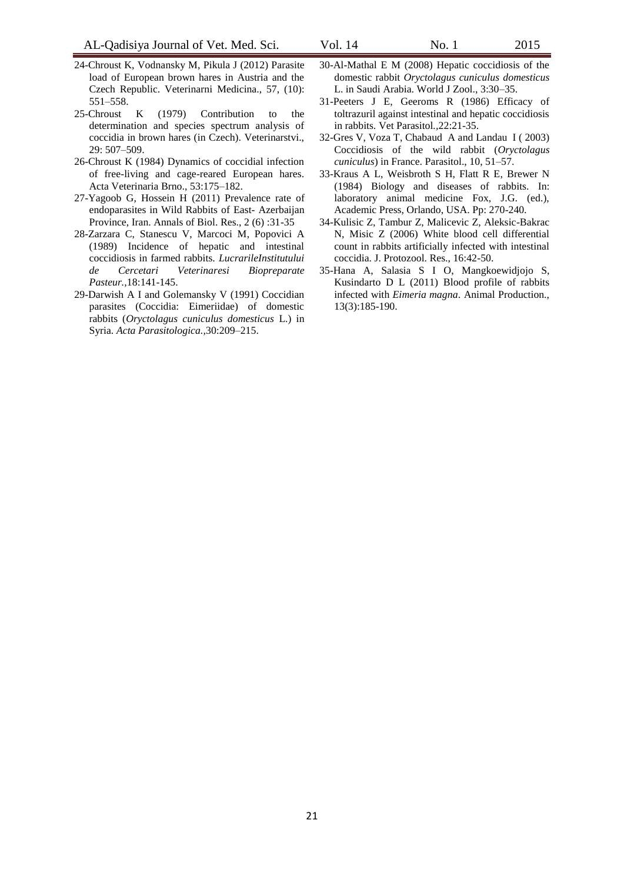24-Chroust K, Vodnansky M, Pikula J (2012) Parasite load of European brown hares in Austria and the Czech Republic. Veterinarni Medicina., 57, (10): 551–558.

25-Chroust K (1979) Contribution to the determination and species spectrum analysis of coccidia in brown hares (in Czech). Veterinarstvi., 29: 507–509.

26-Chroust K (1984) Dynamics of coccidial infection of free-living and cage-reared European hares. Acta Veterinaria Brno., 53:175–182.

27-Yagoob G, Hossein H (2011) Prevalence rate of endoparasites in Wild Rabbits of East- Azerbaijan Province, Iran. Annals of Biol. Res., 2 (6) :31-35

28-Zarzara C, Stanescu V, Marcoci M, Popovici A (1989) Incidence of hepatic and intestinal coccidiosis in farmed rabbits. *LucrarileInstitutului de Cercetari Veterinaresi Biopreparate Pasteur.*,18:141-145.

29-Darwish A I and Golemansky V (1991) Coccidian parasites (Coccidia: Eimeriidae) of domestic rabbits (*Oryctolagus cuniculus domesticus* L.) in Syria. *Acta Parasitologica.*,30:209–215.

30-Al-Mathal E M (2008) Hepatic coccidiosis of the domestic rabbit *Oryctolagus cuniculus domesticus* L. in Saudi Arabia. World J Zool., 3:30–35.

31-Peeters J E, Geeroms R (1986) Efficacy of toltrazuril against intestinal and hepatic coccidiosis in rabbits. Vet Parasitol.,22:21-35.

32-Gres V, Voza T, Chabaud A and Landau I ( 2003) Coccidiosis of the wild rabbit (*Oryctolagus cuniculus*) in France. Parasitol., 10, 51–57.

33-Kraus A L, Weisbroth S H, Flatt R E, Brewer N (1984) Biology and diseases of rabbits. In: laboratory animal medicine Fox, J.G. (ed.), Academic Press, Orlando, USA. Pp: 270-240.

34-Kulisic Z, Tambur Z, Malicevic Z, Aleksic-Bakrac N, Misic Z (2006) White blood cell differential count in rabbits artificially infected with intestinal coccidia. J. Protozool. Res., 16:42-50.

35-Hana A, Salasia S I O, Mangkoewidjojo S, Kusindarto D L (2011) Blood profile of rabbits infected with *Eimeria magna*. Animal Production., 13(3):185-190.